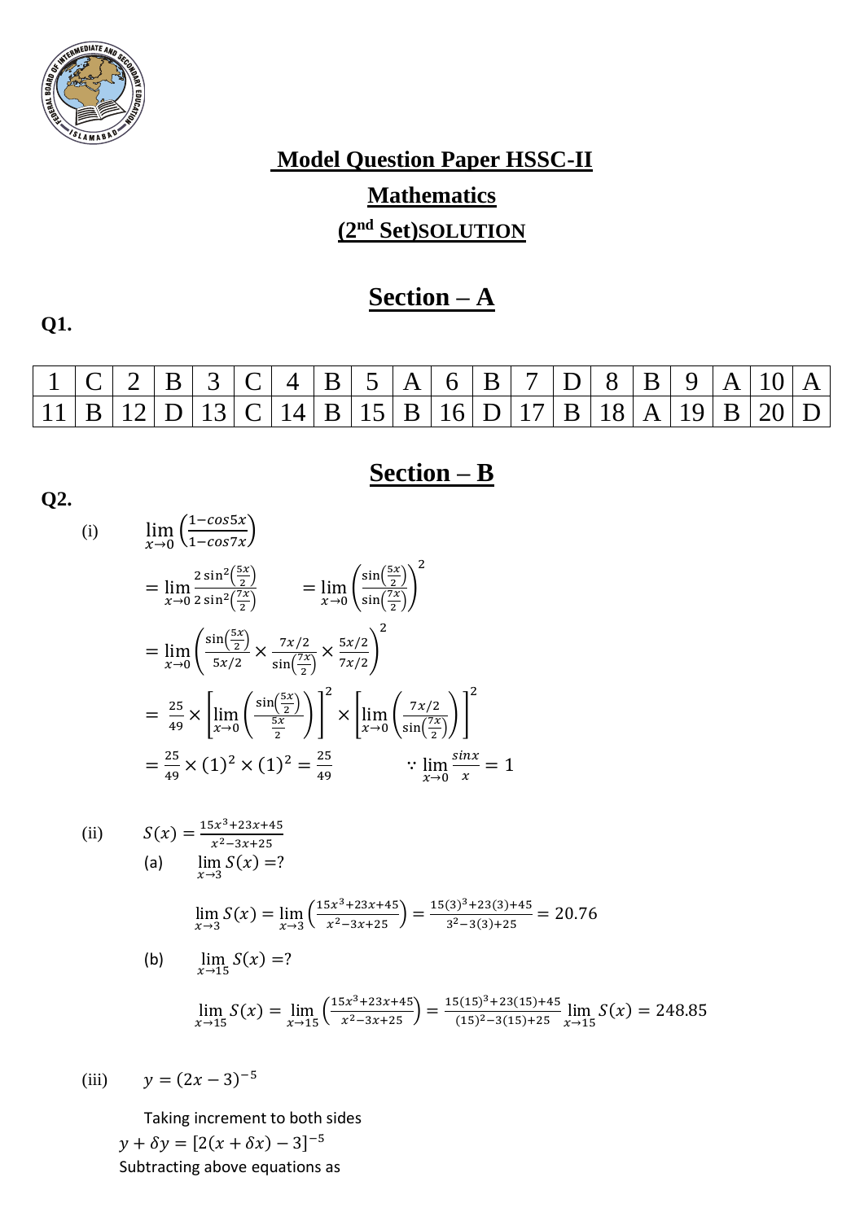# Model Question Paper HSSC-II

## Mathematics

## ($2^{nd}$ Set) SOLUTION

## Section – A

**Q1.**

| 1 | C | 2 | B | 3 | C | 4 | B | 5 | A | 6 | B | 7 | D | 8 | B | 9 | A | 10 | A |
|---|---|---|---|---|---|---|---|---|---|---|---|---|---|---|---|---|---|---|---|
| 11 | B | 12 | D | 13 | C | 14 | B | 15 | B | 16 | D | 17 | B | 18 | A | 19 | B | 20 | D |

## Section – B

**Q2.**

(i) $\lim\limits_{x\to 0}\left(\frac{1-cos5x}{1-cos7x}\right)$

$$= \lim_{x\to 0}\frac{2\sin^2\left(\frac{5x}{2}\right)}{2\sin^2\left(\frac{7x}{2}\right)} \qquad = \lim_{x\to 0}\left(\frac{\sin\left(\frac{5x}{2}\right)}{\sin\left(\frac{7x}{2}\right)}\right)^2$$

$$= \lim_{x\to 0}\left(\frac{\sin\left(\frac{5x}{2}\right)}{5x/2} \times \frac{7x/2}{\sin\left(\frac{7x}{2}\right)} \times \frac{5x/2}{7x/2}\right)^2$$

$$= \frac{25}{49} \times \left[\lim_{x\to 0}\left(\frac{\sin\left(\frac{5x}{2}\right)}{\frac{5x}{2}}\right)\right]^2 \times \left[\lim_{x\to 0}\left(\frac{7x/2}{\sin\left(\frac{7x}{2}\right)}\right)\right]^2$$

$$= \frac{25}{49} \times (1)^2 \times (1)^2 = \frac{25}{49} \qquad \because \lim_{x\to 0}\frac{sinx}{x} = 1$$

(ii) $S(x) = \frac{15x^3+23x+45}{x^2-3x+25}$

(a) $\lim\limits_{x\to 3} S(x) = ?$

$$\lim_{x\to 3} S(x) = \lim_{x\to 3}\left(\frac{15x^3+23x+45}{x^2-3x+25}\right) = \frac{15(3)^3+23(3)+45}{3^2-3(3)+25} = 20.76$$

(b) $\lim\limits_{x\to 15} S(x) = ?$

$$\lim_{x\to 15} S(x) = \lim_{x\to 15}\left(\frac{15x^3+23x+45}{x^2-3x+25}\right) = \frac{15(15)^3+23(15)+45}{(15)^2-3(15)+25} \lim_{x\to 15} S(x) = 248.85$$

(iii) $y = (2x-3)^{-5}$

Taking increment to both sides

$y + \delta y = [2(x+\delta x)-3]^{-5}$

Subtracting above equations as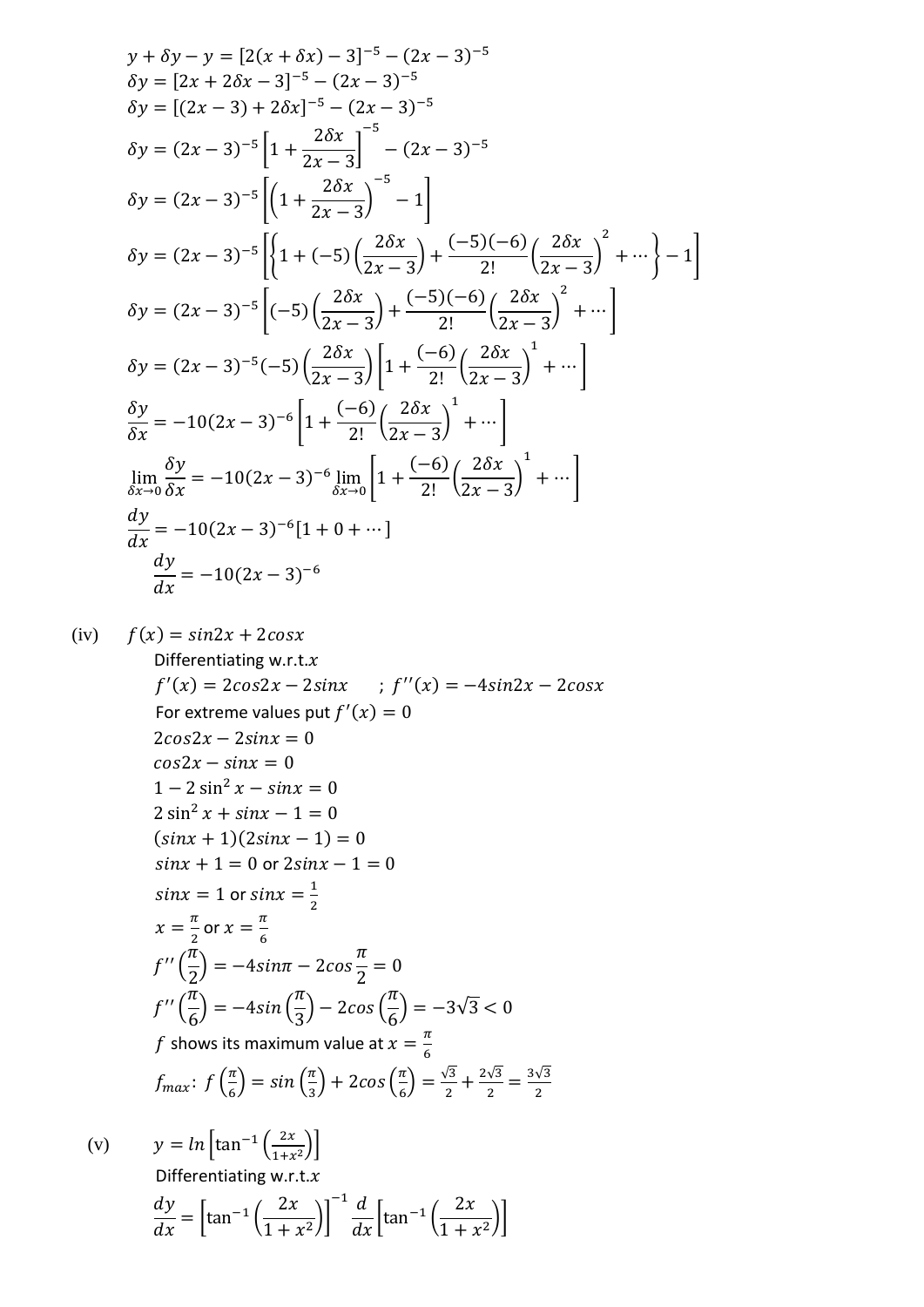$$y + \delta y - y = [2(x + \delta x) - 3]^{-5} - (2x - 3)^{-5}$$
$$\delta y = [2x + 2\delta x - 3]^{-5} - (2x - 3)^{-5}$$
$$\delta y = [(2x - 3) + 2\delta x]^{-5} - (2x - 3)^{-5}$$
$$\delta y = (2x - 3)^{-5}\left[1 + \frac{2\delta x}{2x - 3}\right]^{-5} - (2x - 3)^{-5}$$
$$\delta y = (2x - 3)^{-5}\left[\left(1 + \frac{2\delta x}{2x - 3}\right)^{-5} - 1\right]$$
$$\delta y = (2x - 3)^{-5}\left[\left\{1 + (-5)\left(\frac{2\delta x}{2x - 3}\right) + \frac{(-5)(-6)}{2!}\left(\frac{2\delta x}{2x - 3}\right)^2 + \cdots\right\} - 1\right]$$
$$\delta y = (2x - 3)^{-5}\left[(-5)\left(\frac{2\delta x}{2x - 3}\right) + \frac{(-5)(-6)}{2!}\left(\frac{2\delta x}{2x - 3}\right)^2 + \cdots\right]$$
$$\delta y = (2x - 3)^{-5}(-5)\left(\frac{2\delta x}{2x - 3}\right)\left[1 + \frac{(-6)}{2!}\left(\frac{2\delta x}{2x - 3}\right)^1 + \cdots\right]$$
$$\frac{\delta y}{\delta x} = -10(2x - 3)^{-6}\left[1 + \frac{(-6)}{2!}\left(\frac{2\delta x}{2x - 3}\right)^1 + \cdots\right]$$
$$\lim_{\delta x \to 0}\frac{\delta y}{\delta x} = -10(2x - 3)^{-6}\lim_{\delta x \to 0}\left[1 + \frac{(-6)}{2!}\left(\frac{2\delta x}{2x - 3}\right)^1 + \cdots\right]$$
$$\frac{dy}{dx} = -10(2x - 3)^{-6}[1 + 0 + \cdots]$$
$$\frac{dy}{dx} = -10(2x - 3)^{-6}$$

(iv) $f(x) = sin2x + 2cosx$

Differentiating w.r.t. $x$

$f'(x) = 2cos2x - 2sinx \quad ; \; f''(x) = -4sin2x - 2cosx$

For extreme values put $f'(x) = 0$

$2cos2x - 2sinx = 0$

$cos2x - sinx = 0$

$1 - 2\sin^2 x - sinx = 0$

$2\sin^2 x + sinx - 1 = 0$

$(sinx + 1)(2sinx - 1) = 0$

$sinx + 1 = 0$ or $2sinx - 1 = 0$

$sinx = 1$ or $sinx = \frac{1}{2}$

$x = \frac{\pi}{2}$ or $x = \frac{\pi}{6}$

$f''\left(\frac{\pi}{2}\right) = -4sin\pi - 2cos\frac{\pi}{2} = 0$

$f''\left(\frac{\pi}{6}\right) = -4sin\left(\frac{\pi}{3}\right) - 2cos\left(\frac{\pi}{6}\right) = -3\sqrt{3} < 0$

$f$ shows its maximum value at $x = \frac{\pi}{6}$

$f_{max}$: $f\left(\frac{\pi}{6}\right) = sin\left(\frac{\pi}{3}\right) + 2cos\left(\frac{\pi}{6}\right) = \frac{\sqrt{3}}{2} + \frac{2\sqrt{3}}{2} = \frac{3\sqrt{3}}{2}$

(v) $y = ln\left[\tan^{-1}\left(\frac{2x}{1+x^2}\right)\right]$

Differentiating w.r.t. $x$

$$\frac{dy}{dx} = \left[\tan^{-1}\left(\frac{2x}{1 + x^2}\right)\right]^{-1}\frac{d}{dx}\left[\tan^{-1}\left(\frac{2x}{1 + x^2}\right)\right]$$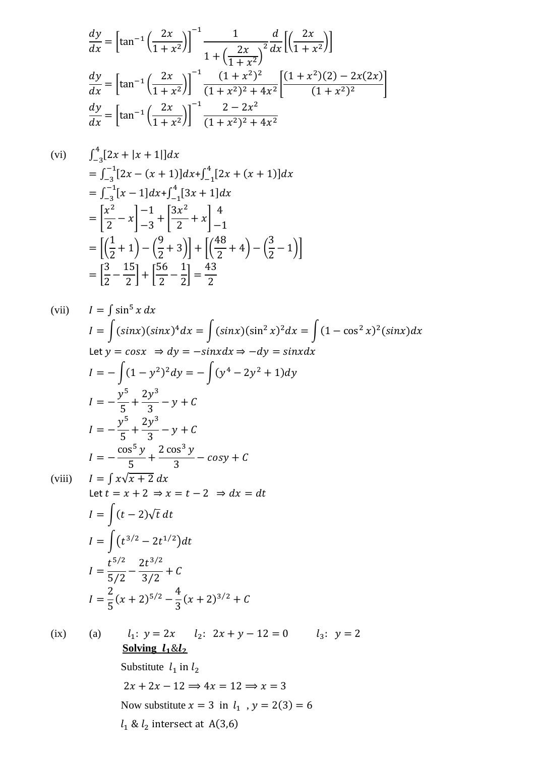$$\frac{dy}{dx} = \left[\tan^{-1}\left(\frac{2x}{1+x^2}\right)\right]^{-1} \frac{1}{1+\left(\frac{2x}{1+x^2}\right)^2} \frac{d}{dx}\left[\left(\frac{2x}{1+x^2}\right)\right]$$

$$\frac{dy}{dx} = \left[\tan^{-1}\left(\frac{2x}{1+x^2}\right)\right]^{-1} \frac{(1+x^2)^2}{(1+x^2)^2+4x^2}\left[\frac{(1+x^2)(2)-2x(2x)}{(1+x^2)^2}\right]$$

$$\frac{dy}{dx} = \left[\tan^{-1}\left(\frac{2x}{1+x^2}\right)\right]^{-1} \frac{2-2x^2}{(1+x^2)^2+4x^2}$$

(vi) $\int_{-3}^{4}[2x+|x+1|]dx$

$= \int_{-3}^{-1}[2x-(x+1)]dx + \int_{-1}^{4}[2x+(x+1)]dx$

$= \int_{-3}^{-1}[x-1]dx + \int_{-1}^{4}[3x+1]dx$

$= \left[\frac{x^2}{2}-x\right]_{-3}^{-1} + \left[\frac{3x^2}{2}+x\right]_{-1}^{4}$

$= \left[\left(\frac{1}{2}+1\right)-\left(\frac{9}{2}+3\right)\right] + \left[\left(\frac{48}{2}+4\right)-\left(\frac{3}{2}-1\right)\right]$

$= \left[\frac{3}{2}-\frac{15}{2}\right] + \left[\frac{56}{2}-\frac{1}{2}\right] = \frac{43}{2}$

(vii) $I = \int \sin^5 x\, dx$

$I = \int (sinx)(sinx)^4 dx = \int (sinx)(\sin^2 x)^2 dx = \int (1-\cos^2 x)^2(sinx)dx$

Let $y = cosx \;\Rightarrow dy = -sinxdx \Rightarrow -dy = sinxdx$

$I = -\int (1-y^2)^2 dy = -\int (y^4-2y^2+1)dy$

$I = -\frac{y^5}{5}+\frac{2y^3}{3}-y+C$

$I = -\frac{y^5}{5}+\frac{2y^3}{3}-y+C$

$I = -\frac{\cos^5 y}{5}+\frac{2\cos^3 y}{3}-cosy+C$

(viii) $I = \int x\sqrt{x+2}\, dx$

Let $t = x+2 \;\Rightarrow x = t-2 \;\Rightarrow dx = dt$

$I = \int (t-2)\sqrt{t}\, dt$

$I = \int \left(t^{3/2}-2t^{1/2}\right)dt$

$I = \frac{t^{5/2}}{5/2}-\frac{2t^{3/2}}{3/2}+C$

$I = \frac{2}{5}(x+2)^{5/2}-\frac{4}{3}(x+2)^{3/2}+C$

(ix) (a) $l_1:\ y = 2x \qquad l_2:\ 2x+y-12 = 0 \qquad l_3:\ y = 2$

**Solving $l_1$&$l_2$**

Substitute $l_1$ in $l_2$

$2x+2x-12 \Longrightarrow 4x = 12 \Longrightarrow x = 3$

Now substitute $x = 3$ in $l_1$ , $y = 2(3) = 6$

$l_1$ & $l_2$ intersect at A(3,6)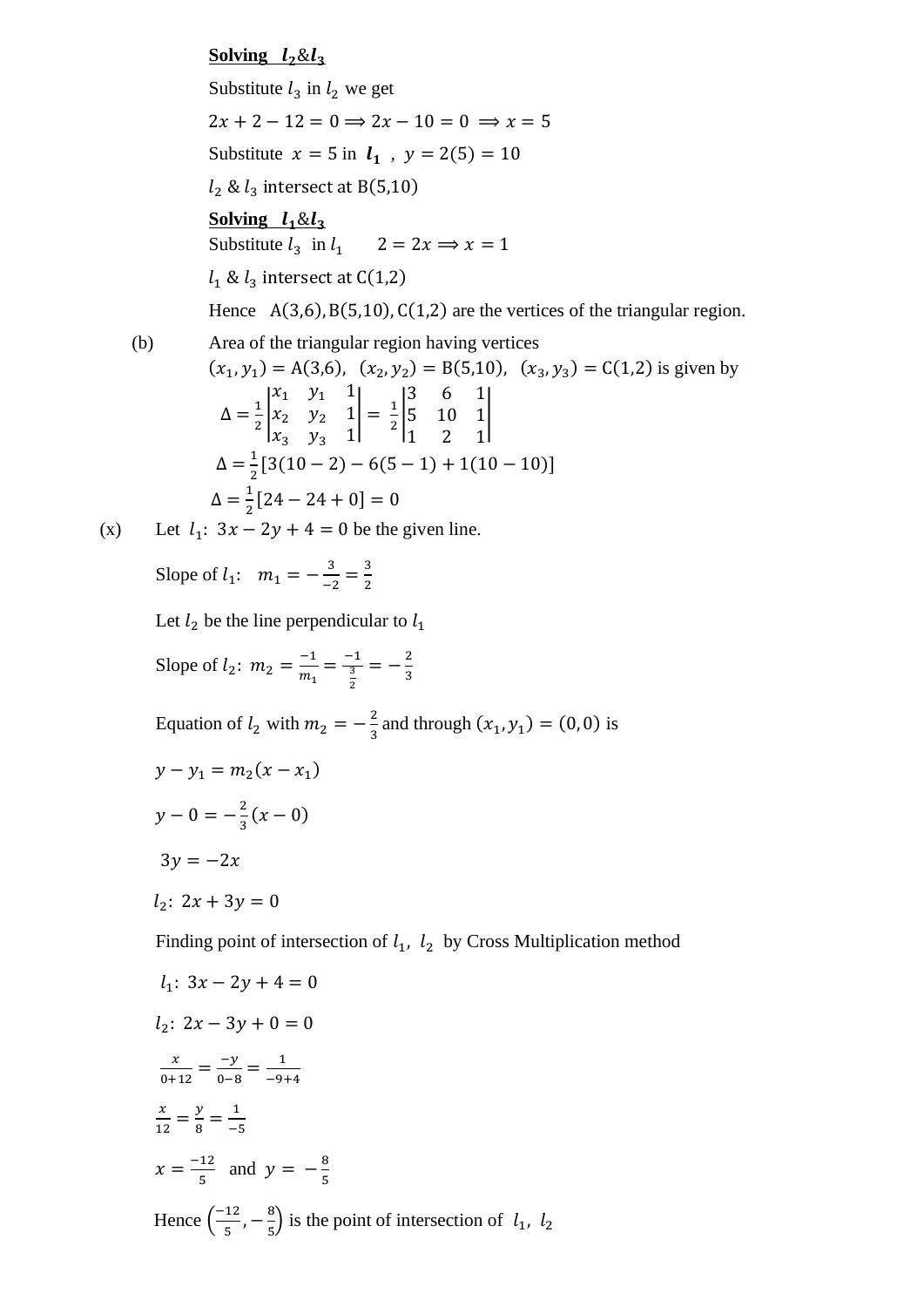**Solving $l_2$&$l_3$**

Substitute $l_3$ in $l_2$ we get

$2x + 2 - 12 = 0 \Longrightarrow 2x - 10 = 0 \Longrightarrow x = 5$

Substitute $x = 5$ in $\boldsymbol{l_1}$ , $y = 2(5) = 10$

$l_2$ & $l_3$ intersect at $\mathrm{B}(5,10)$

**Solving $l_1$&$l_3$**

Substitute $l_3$ in $l_1$ $\quad 2 = 2x \Longrightarrow x = 1$

$l_1$ & $l_3$ intersect at $\mathrm{C}(1,2)$

Hence $\mathrm{A}(3,6), \mathrm{B}(5,10), \mathrm{C}(1,2)$ are the vertices of the triangular region.

(b) Area of the triangular region having vertices $(x_1, y_1) = \mathrm{A}(3,6)$, $(x_2, y_2) = \mathrm{B}(5,10)$, $(x_3, y_3) = \mathrm{C}(1,2)$ is given by

$$\Delta = \frac{1}{2}\begin{vmatrix} x_1 & y_1 & 1 \\ x_2 & y_2 & 1 \\ x_3 & y_3 & 1 \end{vmatrix} = \frac{1}{2}\begin{vmatrix} 3 & 6 & 1 \\ 5 & 10 & 1 \\ 1 & 2 & 1 \end{vmatrix}$$

$$\Delta = \frac{1}{2}[3(10-2) - 6(5-1) + 1(10-10)]$$

$$\Delta = \frac{1}{2}[24 - 24 + 0] = 0$$

(x) Let $l_1$: $3x - 2y + 4 = 0$ be the given line.

Slope of $l_1$: $\quad m_1 = -\frac{3}{-2} = \frac{3}{2}$

Let $l_2$ be the line perpendicular to $l_1$

Slope of $l_2$: $m_2 = \frac{-1}{m_1} = \frac{-1}{\frac{3}{2}} = -\frac{2}{3}$

Equation of $l_2$ with $m_2 = -\frac{2}{3}$ and through $(x_1, y_1) = (0,0)$ is

$y - y_1 = m_2(x - x_1)$

$y - 0 = -\frac{2}{3}(x - 0)$

$3y = -2x$

$l_2$: $2x + 3y = 0$

Finding point of intersection of $l_1$, $l_2$ by Cross Multiplication method

$l_1$: $3x - 2y + 4 = 0$

$l_2$: $2x - 3y + 0 = 0$

$\frac{x}{0+12} = \frac{-y}{0-8} = \frac{1}{-9+4}$

$\frac{x}{12} = \frac{y}{8} = \frac{1}{-5}$

$x = \frac{-12}{5}$ and $y = -\frac{8}{5}$

Hence $\left(\frac{-12}{5}, -\frac{8}{5}\right)$ is the point of intersection of $l_1$, $l_2$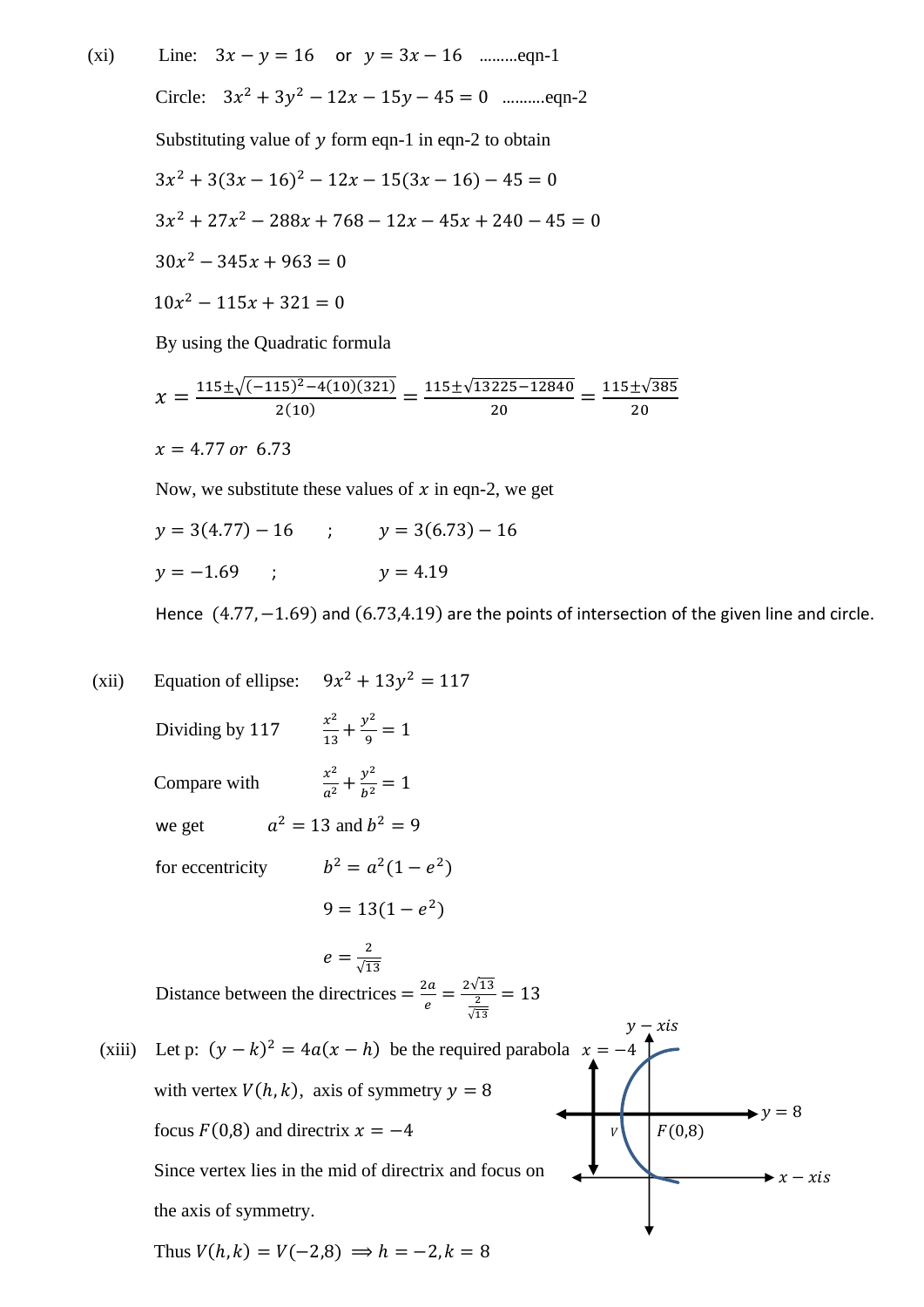(xi) Line: $3x - y = 16$ or $y = 3x - 16$ .........eqn-1

Circle: $3x^2 + 3y^2 - 12x - 15y - 45 = 0$ ..........eqn-2

Substituting value of $y$ form eqn-1 in eqn-2 to obtain

$$3x^2 + 3(3x - 16)^2 - 12x - 15(3x - 16) - 45 = 0$$

$$3x^2 + 27x^2 - 288x + 768 - 12x - 45x + 240 - 45 = 0$$

$$30x^2 - 345x + 963 = 0$$

$$10x^2 - 115x + 321 = 0$$

By using the Quadratic formula

$$x = \frac{115 \pm \sqrt{(-115)^2 - 4(10)(321)}}{2(10)} = \frac{115 \pm \sqrt{13225 - 12840}}{20} = \frac{115 \pm \sqrt{385}}{20}$$

$x = 4.77$ *or* $6.73$

Now, we substitute these values of $x$ in eqn-2, we get

$y = 3(4.77) - 16$ ; $y = 3(6.73) - 16$

$y = -1.69$ ; $y = 4.19$

Hence $(4.77, -1.69)$ and $(6.73, 4.19)$ are the points of intersection of the given line and circle.

(xii) Equation of ellipse: $9x^2 + 13y^2 = 117$

Dividing by 117 $\frac{x^2}{13} + \frac{y^2}{9} = 1$

Compare with $\frac{x^2}{a^2} + \frac{y^2}{b^2} = 1$

we get $a^2 = 13$ and $b^2 = 9$

for eccentricity $b^2 = a^2(1 - e^2)$

$9 = 13(1 - e^2)$

$e = \frac{2}{\sqrt{13}}$

Distance between the directrices $= \frac{2a}{e} = \frac{2\sqrt{13}}{\frac{2}{\sqrt{13}}} = 13$

(xiii) Let p: $(y - k)^2 = 4a(x - h)$ be the required parabola with vertex $V(h, k)$, axis of symmetry $y = 8$ focus $F(0,8)$ and directrix $x = -4$

Since vertex lies in the mid of directrix and focus on the axis of symmetry.

Thus $V(h, k) = V(-2, 8) \Rightarrow h = -2, k = 8$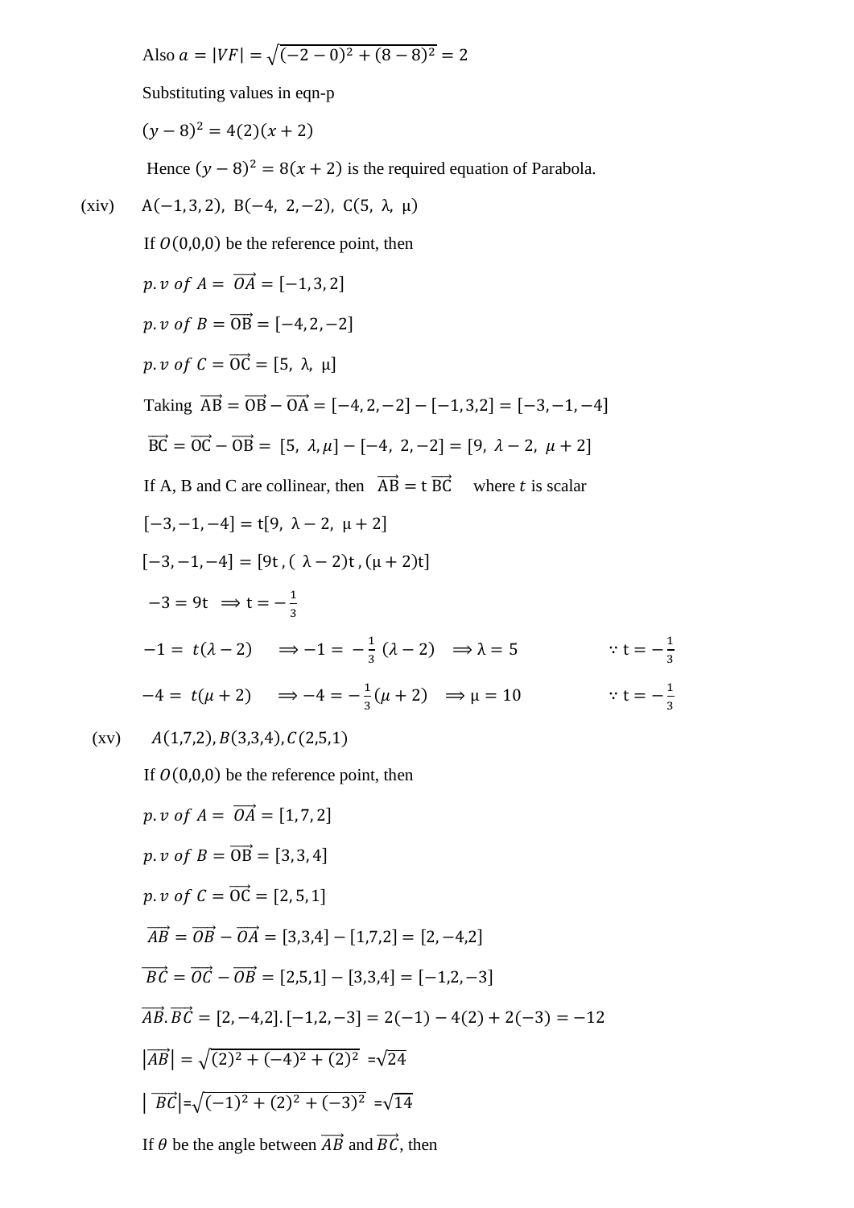Also $a = |VF| = \sqrt{(-2-0)^2 + (8-8)^2} = 2$

Substituting values in eqn-p

$(y-8)^2 = 4(2)(x+2)$

Hence $(y-8)^2 = 8(x+2)$ is the required equation of Parabola.

(xiv) $A(-1, 3, 2),\ B(-4,\ 2, -2),\ C(5,\ \lambda,\ \mu)$

If $O(0,0,0)$ be the reference point, then

$p.v\ of\ A = \overrightarrow{OA} = [-1, 3, 2]$

$p.v\ of\ B = \overrightarrow{OB} = [-4, 2, -2]$

$p.v\ of\ C = \overrightarrow{OC} = [5,\ \lambda,\ \mu]$

Taking $\overrightarrow{AB} = \overrightarrow{OB} - \overrightarrow{OA} = [-4, 2, -2] - [-1, 3, 2] = [-3, -1, -4]$

$\overrightarrow{BC} = \overrightarrow{OC} - \overrightarrow{OB} = [5,\ \lambda, \mu] - [-4,\ 2, -2] = [9,\ \lambda - 2,\ \mu + 2]$

If A, B and C are collinear, then $\overrightarrow{AB} = t\,\overrightarrow{BC}$ where $t$ is scalar

$[-3, -1, -4] = t[9,\ \lambda - 2,\ \mu + 2]$

$[-3, -1, -4] = [9t\,, (\lambda - 2)t\,, (\mu + 2)t]$

$-3 = 9t \implies t = -\frac{1}{3}$

$-1 = t(\lambda - 2) \quad \implies -1 = -\frac{1}{3}(\lambda - 2) \quad \implies \lambda = 5 \qquad \because t = -\frac{1}{3}$

$-4 = t(\mu + 2) \quad \implies -4 = -\frac{1}{3}(\mu + 2) \quad \implies \mu = 10 \qquad \because t = -\frac{1}{3}$

(xv) $A(1,7,2), B(3,3,4), C(2,5,1)$

If $O(0,0,0)$ be the reference point, then

$p.v\ of\ A = \overrightarrow{OA} = [1, 7, 2]$

$p.v\ of\ B = \overrightarrow{OB} = [3, 3, 4]$

$p.v\ of\ C = \overrightarrow{OC} = [2, 5, 1]$

$\overrightarrow{AB} = \overrightarrow{OB} - \overrightarrow{OA} = [3,3,4] - [1,7,2] = [2, -4, 2]$

$\overrightarrow{BC} = \overrightarrow{OC} - \overrightarrow{OB} = [2,5,1] - [3,3,4] = [-1, 2, -3]$

$\overrightarrow{AB}.\overrightarrow{BC} = [2, -4, 2].[-1, 2, -3] = 2(-1) - 4(2) + 2(-3) = -12$

$|\overrightarrow{AB}| = \sqrt{(2)^2 + (-4)^2 + (2)^2} = \sqrt{24}$

$|\overrightarrow{BC}| = \sqrt{(-1)^2 + (2)^2 + (-3)^2} = \sqrt{14}$

If $\theta$ be the angle between $\overrightarrow{AB}$ and $\overrightarrow{BC}$, then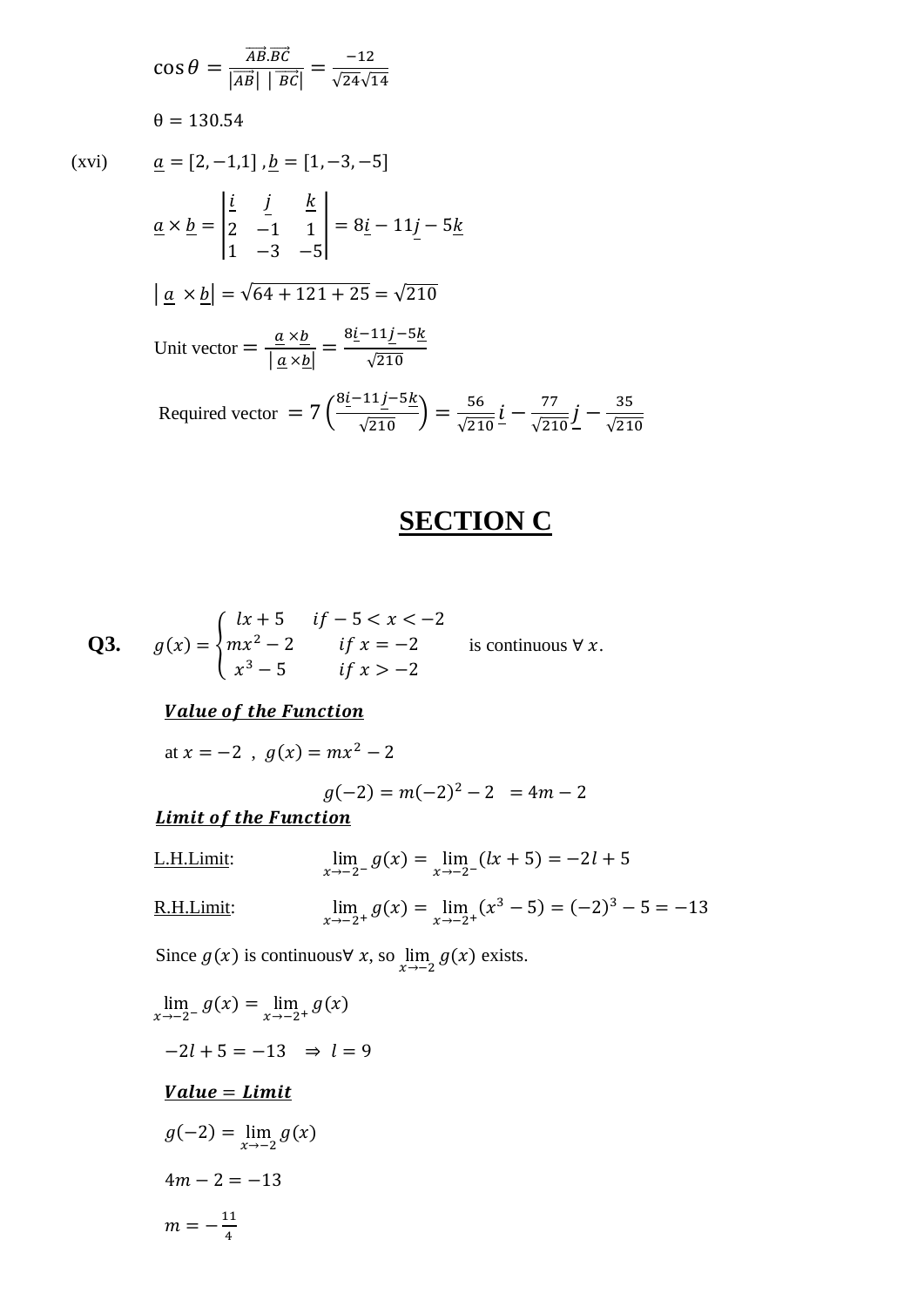$$\cos\theta = \frac{\overrightarrow{AB}.\overrightarrow{BC}}{|\overrightarrow{AB}|\ |\overrightarrow{BC}|} = \frac{-12}{\sqrt{24}\sqrt{14}}$$

$$\theta = 130.54$$

(xvi) $\underline{a} = [2,-1,1]$ , $\underline{b} = [1,-3,-5]$

$$\underline{a} \times \underline{b} = \begin{vmatrix} \underline{i} & \underline{j} & \underline{k} \\ 2 & -1 & 1 \\ 1 & -3 & -5 \end{vmatrix} = 8\underline{i} - 11\underline{j} - 5\underline{k}$$

$$|\underline{a} \times \underline{b}| = \sqrt{64+121+25} = \sqrt{210}$$

Unit vector $= \dfrac{\underline{a} \times \underline{b}}{|\underline{a} \times \underline{b}|} = \dfrac{8\underline{i} - 11\underline{j} - 5\underline{k}}{\sqrt{210}}$

Required vector $= 7\left(\dfrac{8\underline{i} - 11\underline{j} - 5\underline{k}}{\sqrt{210}}\right) = \dfrac{56}{\sqrt{210}}\underline{i} - \dfrac{77}{\sqrt{210}}\underline{j} - \dfrac{35}{\sqrt{210}}$

## SECTION C

**Q3.** $g(x) = \begin{cases} lx+5 & if -5 < x < -2 \\ mx^2 - 2 & if\ x = -2 \\ x^3 - 5 & if\ x > -2 \end{cases}$ is continuous $\forall\ x$.

***Value of the Function***

at $x = -2$ , $g(x) = mx^2 - 2$

$$g(-2) = m(-2)^2 - 2 \ = 4m - 2$$

***Limit of the Function***

L.H.Limit: $\lim_{x \to -2^-} g(x) = \lim_{x \to -2^-} (lx+5) = -2l + 5$

R.H.Limit: $\lim_{x \to -2^+} g(x) = \lim_{x \to -2^+} (x^3 - 5) = (-2)^3 - 5 = -13$

Since $g(x)$ is continuous $\forall\ x$, so $\lim_{x \to -2} g(x)$ exists.

$$\lim_{x \to -2^-} g(x) = \lim_{x \to -2^+} g(x)$$

$$-2l + 5 = -13 \quad \Rightarrow \ l = 9$$

***Value = Limit***

$$g(-2) = \lim_{x \to -2} g(x)$$

$$4m - 2 = -13$$

$$m = -\frac{11}{4}$$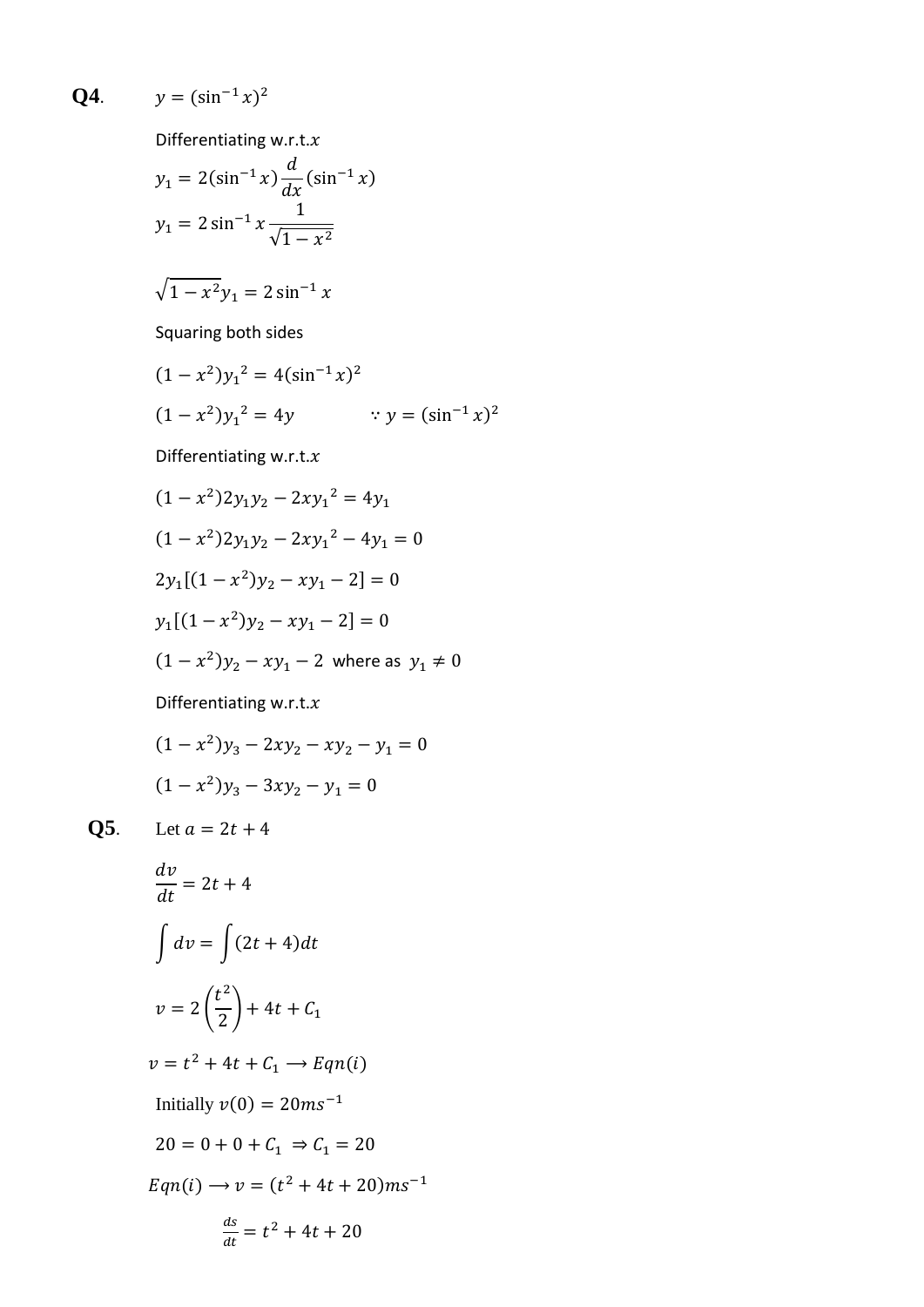**Q4.** $y = (\sin^{-1} x)^2$

Differentiating w.r.t. $x$

$$y_1 = 2(\sin^{-1} x)\frac{d}{dx}(\sin^{-1} x)$$

$$y_1 = 2\sin^{-1} x \frac{1}{\sqrt{1-x^2}}$$

$$\sqrt{1-x^2}\, y_1 = 2\sin^{-1} x$$

Squaring both sides

$$(1-x^2){y_1}^2 = 4(\sin^{-1} x)^2$$

$$(1-x^2){y_1}^2 = 4y \qquad \because y = (\sin^{-1} x)^2$$

Differentiating w.r.t. $x$

$$(1-x^2)2y_1y_2 - 2x{y_1}^2 = 4y_1$$

$$(1-x^2)2y_1y_2 - 2x{y_1}^2 - 4y_1 = 0$$

$$2y_1[(1-x^2)y_2 - xy_1 - 2] = 0$$

$$y_1[(1-x^2)y_2 - xy_1 - 2] = 0$$

$(1-x^2)y_2 - xy_1 - 2$ where as $y_1 \neq 0$

Differentiating w.r.t. $x$

$$(1-x^2)y_3 - 2xy_2 - xy_2 - y_1 = 0$$

$$(1-x^2)y_3 - 3xy_2 - y_1 = 0$$

**Q5.** Let $a = 2t + 4$

$$\frac{dv}{dt} = 2t + 4$$

$$\int dv = \int (2t+4)dt$$

$$v = 2\left(\frac{t^2}{2}\right) + 4t + C_1$$

$$v = t^2 + 4t + C_1 \longrightarrow Eqn(i)$$

Initially $v(0) = 20ms^{-1}$

$$20 = 0 + 0 + C_1 \Rightarrow C_1 = 20$$

$$Eqn(i) \longrightarrow v = (t^2 + 4t + 20)ms^{-1}$$

$$\frac{ds}{dt} = t^2 + 4t + 20$$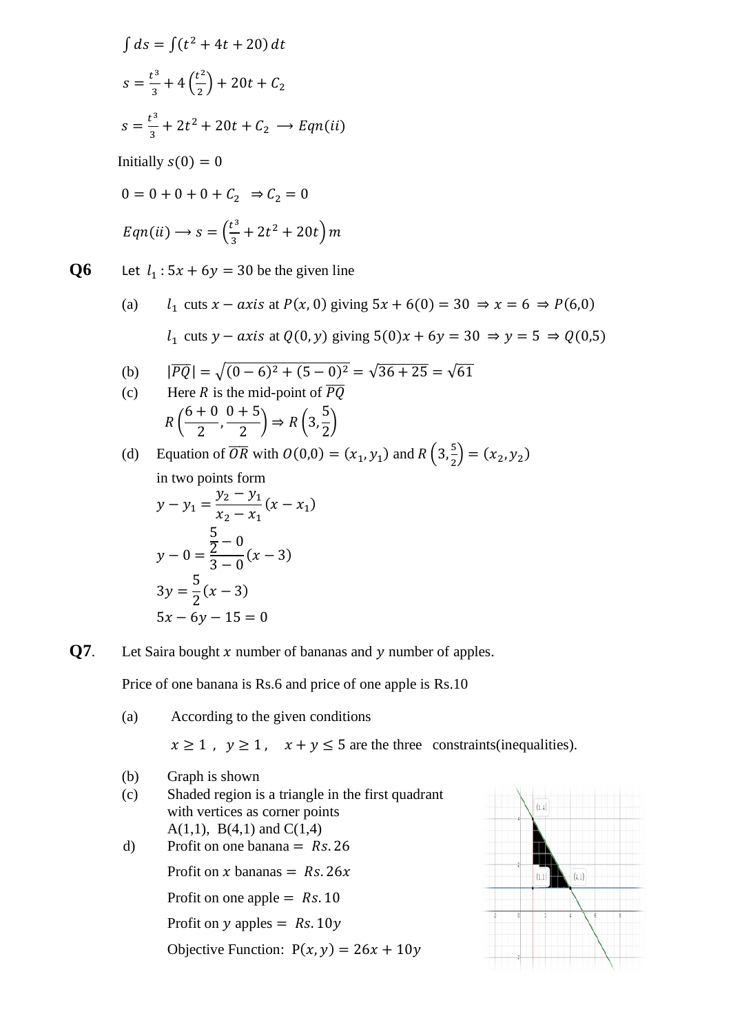$$\int ds = \int (t^2 + 4t + 20)\, dt$$

$$s = \frac{t^3}{3} + 4\left(\frac{t^2}{2}\right) + 20t + C_2$$

$$s = \frac{t^3}{3} + 2t^2 + 20t + C_2 \longrightarrow Eqn(ii)$$

Initially $s(0) = 0$

$$0 = 0 + 0 + 0 + C_2 \;\; \Rightarrow C_2 = 0$$

$$Eqn(ii) \longrightarrow s = \left(\frac{t^3}{3} + 2t^2 + 20t\right) m$$

**Q6** Let $l_1 : 5x + 6y = 30$ be the given line

(a) $l_1$ cuts $x - axis$ at $P(x, 0)$ giving $5x + 6(0) = 30 \;\Rightarrow x = 6 \;\Rightarrow P(6,0)$

$l_1$ cuts $y - axis$ at $Q(0, y)$ giving $5(0)x + 6y = 30 \;\Rightarrow y = 5 \;\Rightarrow Q(0,5)$

(b) $|\overline{PQ}| = \sqrt{(0-6)^2 + (5-0)^2} = \sqrt{36 + 25} = \sqrt{61}$

(c) Here $R$ is the mid-point of $\overline{PQ}$

$$R\left(\frac{6+0}{2}, \frac{0+5}{2}\right) \Rightarrow R\left(3, \frac{5}{2}\right)$$

(d) Equation of $\overline{OR}$ with $O(0,0) = (x_1, y_1)$ and $R\left(3, \frac{5}{2}\right) = (x_2, y_2)$ in two points form

$$y - y_1 = \frac{y_2 - y_1}{x_2 - x_1}(x - x_1)$$

$$y - 0 = \frac{\frac{5}{2} - 0}{3 - 0}(x - 3)$$

$$3y = \frac{5}{2}(x - 3)$$

$$5x - 6y - 15 = 0$$

**Q7.** Let Saira bought $x$ number of bananas and $y$ number of apples.

Price of one banana is Rs.6 and price of one apple is Rs.10

(a) According to the given conditions

$x \geq 1$ , $y \geq 1$ , $x + y \leq 5$ are the three constraints(inequalities).

(b) Graph is shown

(c) Shaded region is a triangle in the first quadrant with vertices as corner points A(1,1), B(4,1) and C(1,4)

d) Profit on one banana $= Rs. 26$

Profit on $x$ bananas $= Rs. 26x$

Profit on one apple $= Rs. 10$

Profit on $y$ apples $= Rs. 10y$

Objective Function: $P(x, y) = 26x + 10y$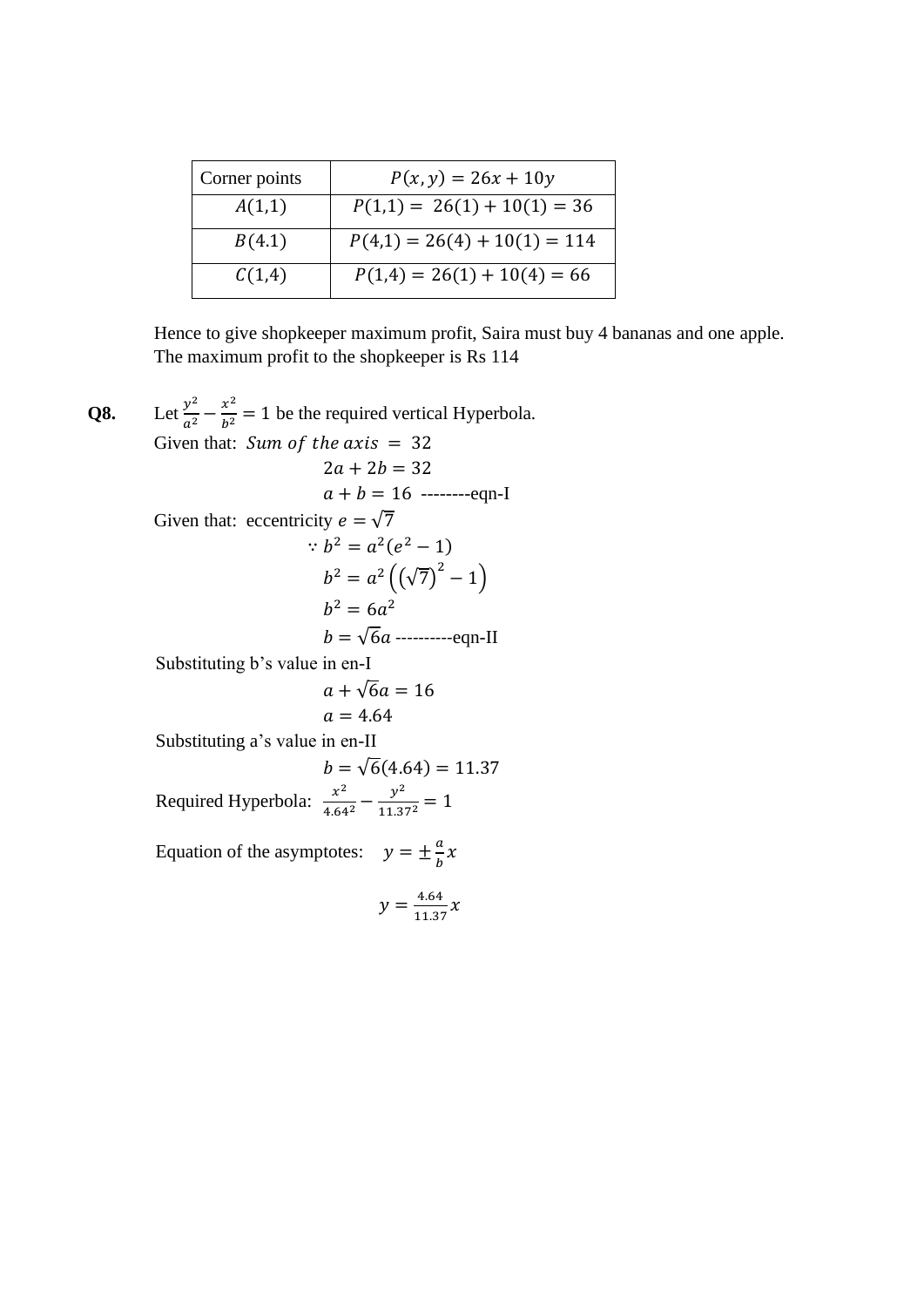| Corner points | $P(x, y) = 26x + 10y$ |
|---|---|
| $A(1,1)$ | $P(1,1) = 26(1) + 10(1) = 36$ |
| $B(4.1)$ | $P(4,1) = 26(4) + 10(1) = 114$ |
| $C(1,4)$ | $P(1,4) = 26(1) + 10(4) = 66$ |

Hence to give shopkeeper maximum profit, Saira must buy 4 bananas and one apple.
The maximum profit to the shopkeeper is Rs 114

**Q8.** Let $\frac{y^2}{a^2} - \frac{x^2}{b^2} = 1$ be the required vertical Hyperbola.

Given that: $Sum\ of\ the\ axis\ = 32$

$$2a + 2b = 32$$

$$a + b = 16 \text{ --------eqn-I}$$

Given that: eccentricity $e = \sqrt{7}$

$$\because b^2 = a^2(e^2 - 1)$$

$$b^2 = a^2\left(\left(\sqrt{7}\right)^2 - 1\right)$$

$$b^2 = 6a^2$$

$$b = \sqrt{6}a \text{ ----------eqn-II}$$

Substituting b's value in en-I

$$a + \sqrt{6}a = 16$$

$$a = 4.64$$

Substituting a's value in en-II

$$b = \sqrt{6}(4.64) = 11.37$$

Required Hyperbola: $\frac{x^2}{4.64^2} - \frac{y^2}{11.37^2} = 1$

Equation of the asymptotes: $y = \pm\frac{a}{b}x$

$$y = \frac{4.64}{11.37}x$$